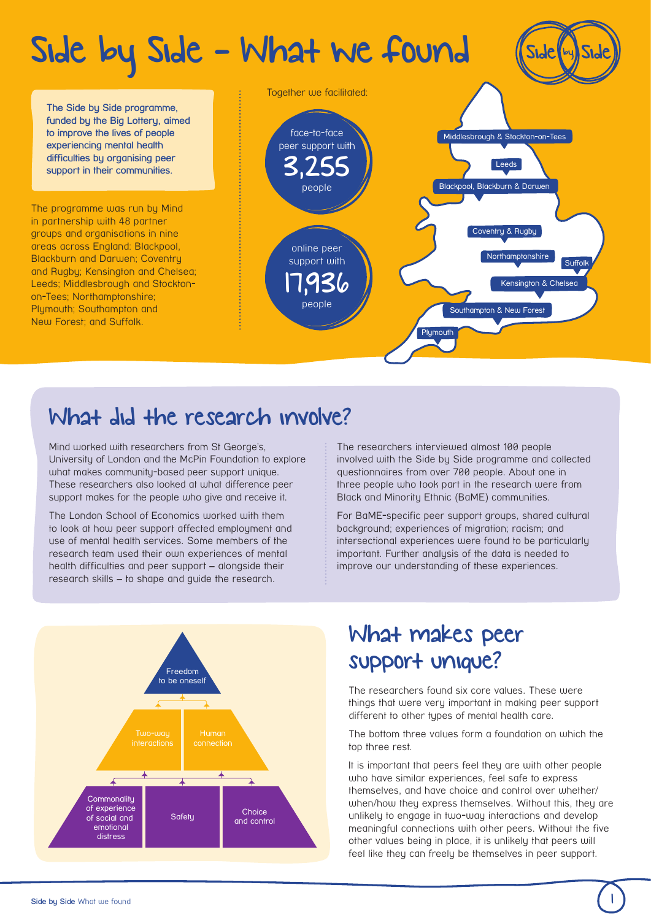# Side by Side - What we found

The Side by Side programme, funded by the Big Lottery, aimed to improve the lives of people experiencing mental health difficulties by organising peer support in their communities.

The programme was run by Mind in partnership with 48 partner groups and organisations in nine areas across England: Blackpool, Blackburn and Darwen; Coventry and Rugby; Kensington and Chelsea; Leeds; Middlesbrough and Stockton-on-Tees; Northamptonshire; Plymouth; Southampton and New Forest; and Suffolk.

Together we facilitated:

- face-to-face peer support with **3,255** people
- online peer support with **17,936** people

Middlesbrough & Stockton-on-Tees
Leeds
Blackpool, Blackburn & Darwen
Coventry & Rugby
Northamptonshire
Suffolk
Kensington & Chelsea
Southampton & New Forest
Plymouth

## What did the research involve?

Mind worked with researchers from St George's, University of London and the McPin Foundation to explore what makes community-based peer support unique. These researchers also looked at what difference peer support makes for the people who give and receive it.

The London School of Economics worked with them to look at how peer support affected employment and use of mental health services. Some members of the research team used their own experiences of mental health difficulties and peer support – alongside their research skills – to shape and guide the research.

The researchers interviewed almost 100 people involved with the Side by Side programme and collected questionnaires from over 700 people. About one in three people who took part in the research were from Black and Minority Ethnic (BaME) communities.

For BaME-specific peer support groups, shared cultural background; experiences of migration; racism; and intersectional experiences were found to be particularly important. Further analysis of the data is needed to improve our understanding of these experiences.

Freedom to be oneself
Two-way interactions | Human connection
Commonality of experience of social and emotional distress | Safety | Choice and control

## What makes peer support unique?

The researchers found six core values. These were things that were very important in making peer support different to other types of mental health care.

The bottom three values form a foundation on which the top three rest.

It is important that peers feel they are with other people who have similar experiences, feel safe to express themselves, and have choice and control over whether/when/how they express themselves. Without this, they are unlikely to engage in two-way interactions and develop meaningful connections with other peers. Without the five other values being in place, it is unlikely that peers will feel like they can freely be themselves in peer support.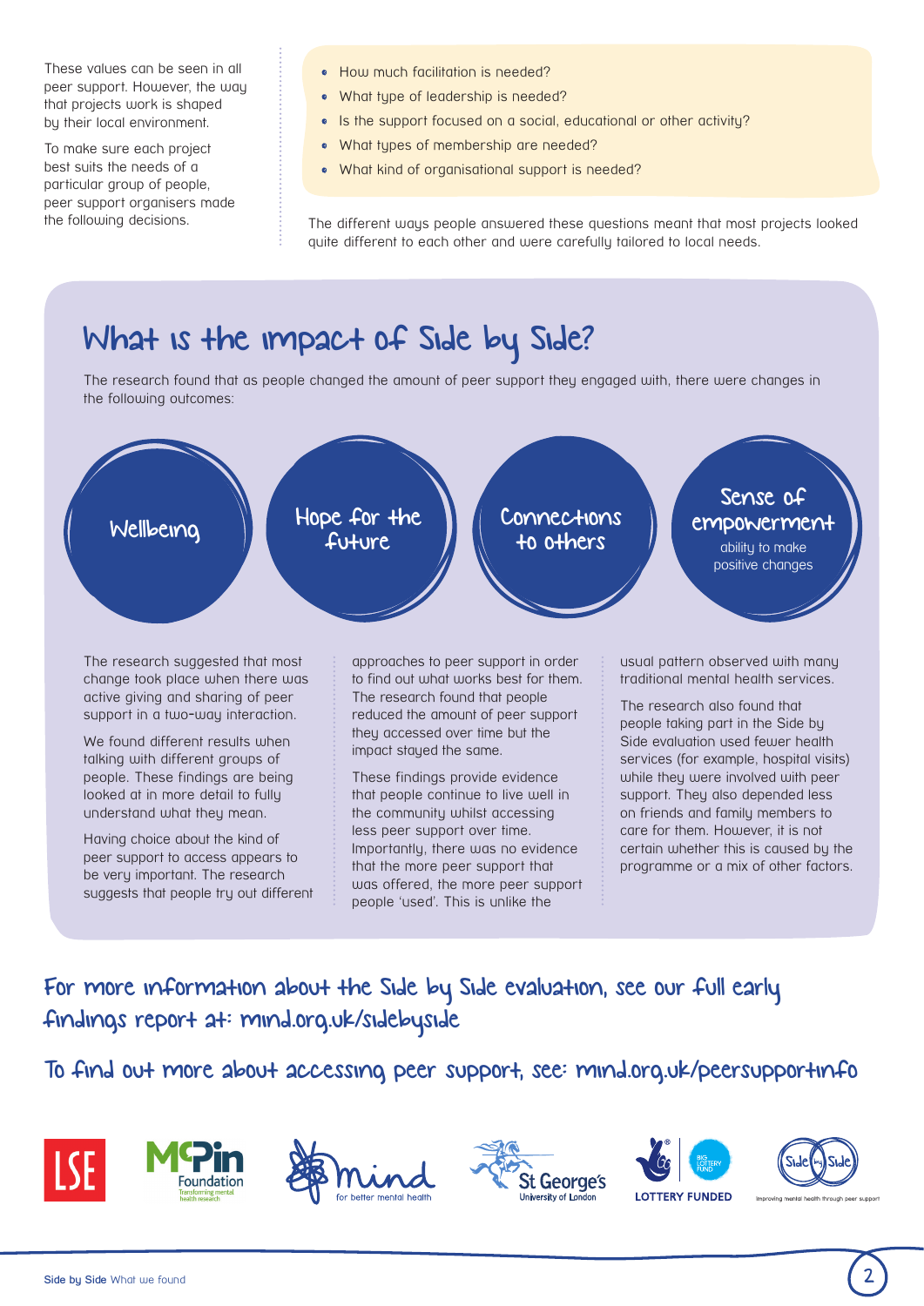These values can be seen in all peer support. However, the way that projects work is shaped by their local environment.

To make sure each project best suits the needs of a particular group of people, peer support organisers made the following decisions.

- How much facilitation is needed?
- What type of leadership is needed?
- Is the support focused on a social, educational or other activity?
- What types of membership are needed?
- What kind of organisational support is needed?

The different ways people answered these questions meant that most projects looked quite different to each other and were carefully tailored to local needs.

## What is the impact of Side by Side?

The research found that as people changed the amount of peer support they engaged with, there were changes in the following outcomes:

- **Wellbeing**
- **Hope for the future**
- **Connections to others**
- **Sense of empowerment** – ability to make positive changes

The research suggested that most change took place when there was active giving and sharing of peer support in a two-way interaction.

We found different results when talking with different groups of people. These findings are being looked at in more detail to fully understand what they mean.

Having choice about the kind of peer support to access appears to be very important. The research suggests that people try out different approaches to peer support in order to find out what works best for them. The research found that people reduced the amount of peer support they accessed over time but the impact stayed the same.

These findings provide evidence that people continue to live well in the community whilst accessing less peer support over time. Importantly, there was no evidence that the more peer support that was offered, the more peer support people 'used'. This is unlike the usual pattern observed with many traditional mental health services.

The research also found that people taking part in the Side by Side evaluation used fewer health services (for example, hospital visits) while they were involved with peer support. They also depended less on friends and family members to care for them. However, it is not certain whether this is caused by the programme or a mix of other factors.

**For more information about the Side by Side evaluation, see our full early findings report at: mind.org.uk/sidebyside**

**To find out more about accessing peer support, see: mind.org.uk/peersupportinfo**

LSE | McPin Foundation – Transforming mental health research | Mind – for better mental health | St George's University of London | Lottery Funded – Big Lottery Fund | Side by Side – Improving mental health through peer support